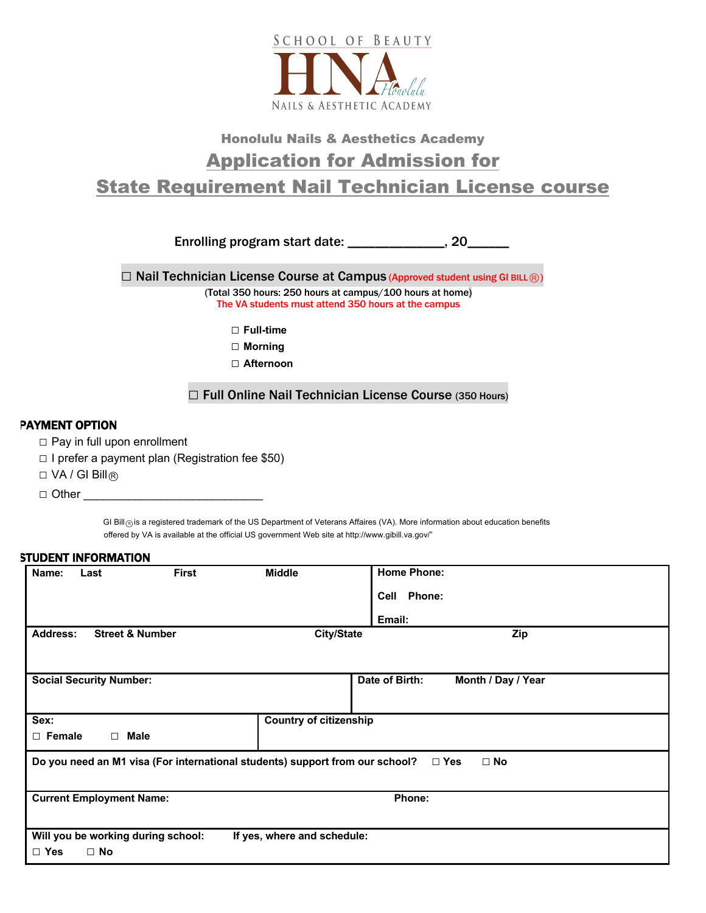SCHOOL OF BEAUTY

HNA Honolulu

NAILS & AESTHETIC ACADEMY

### Honolulu Nails & Aesthetics Academy

## Application for Admission for

## State Requirement Nail Technician License course

Enrolling program start date: _____________, 20_____

☐ Nail Technician License Course at Campus (Approved student using GI BILL®)

(Total 350 hours: 250 hours at campus/100 hours at home)

The VA students must attend 350 hours at the campus

- ☐ Full-time
- ☐ Morning
- ☐ Afternoon

☐ Full Online Nail Technician License Course (350 Hours)

**PAYMENT OPTION**

- ☐ Pay in full upon enrollment
- ☐ I prefer a payment plan (Registration fee $50)
- ☐ VA / GI Bill®
- ☐ Other ___________________________

GI Bill® is a registered trademark of the US Department of Veterans Affaires (VA). More information about education benefits offered by VA is available at the official US government Web site at http://www.gibill.va.gov/"

**STUDENT INFORMATION**

| | |
|---|---|
| **Name: Last First Middle** | **Home Phone:**<br>**Cell Phone:**<br>**Email:** |
| **Address: Street & Number City/State Zip** | |
| **Social Security Number:** | **Date of Birth: Month / Day / Year** |
| **Sex:** ☐ Female ☐ Male | **Country of citizenship** |
| **Do you need an M1 visa (For international students) support from our school?** ☐ Yes ☐ No | |
| **Current Employment Name:** | **Phone:** |
| **Will you be working during school:** ☐ Yes ☐ No | **If yes, where and schedule:** |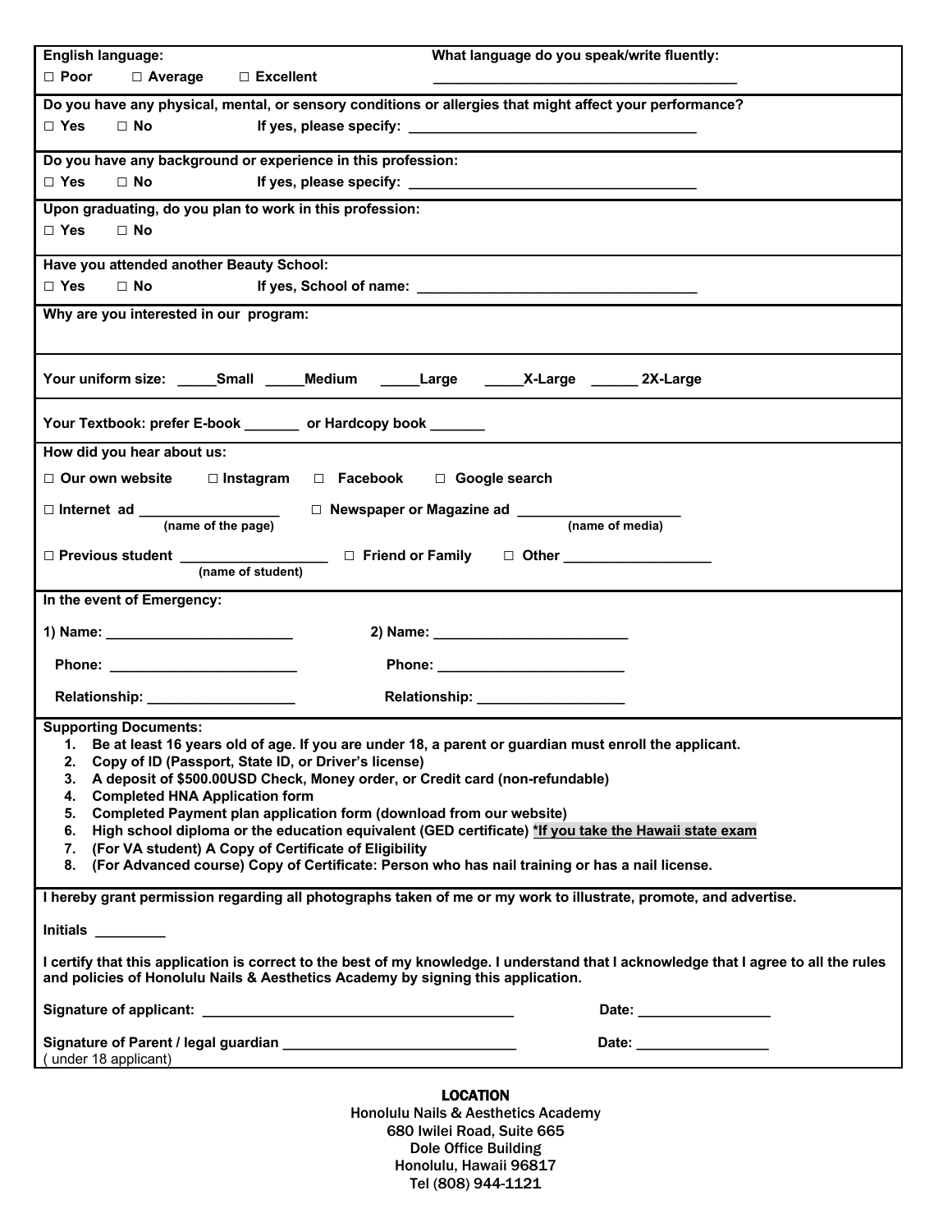**English language:**

☐ Poor ☐ Average ☐ Excellent

**What language do you speak/write fluently:** \_\_\_\_\_\_\_\_\_\_\_\_\_\_\_\_\_\_\_\_\_\_\_\_\_\_\_\_\_\_\_\_\_\_\_\_\_\_\_\_

**Do you have any physical, mental, or sensory conditions or allergies that might affect your performance?**

☐ Yes ☐ No If yes, please specify: \_\_\_\_\_\_\_\_\_\_\_\_\_\_\_\_\_\_\_\_\_\_\_\_\_\_\_\_\_\_\_\_\_\_\_\_

**Do you have any background or experience in this profession:**

☐ Yes ☐ No If yes, please specify: \_\_\_\_\_\_\_\_\_\_\_\_\_\_\_\_\_\_\_\_\_\_\_\_\_\_\_\_\_\_\_\_\_\_\_\_

**Upon graduating, do you plan to work in this profession:**

☐ Yes ☐ No

**Have you attended another Beauty School:**

☐ Yes ☐ No If yes, School of name: \_\_\_\_\_\_\_\_\_\_\_\_\_\_\_\_\_\_\_\_\_\_\_\_\_\_\_\_\_\_\_\_\_\_\_\_

**Why are you interested in our program:**

**Your uniform size:** \_\_\_\_\_Small \_\_\_\_\_Medium \_\_\_\_\_Large \_\_\_\_\_X-Large \_\_\_\_\_\_ 2X-Large

**Your Textbook: prefer E-book \_\_\_\_\_\_\_ or Hardcopy book \_\_\_\_\_\_\_**

**How did you hear about us:**

☐ Our own website ☐ Instagram ☐ Facebook ☐ Google search

☐ Internet ad \_\_\_\_\_\_\_\_\_\_\_\_\_\_\_\_\_\_ (name of the page) ☐ Newspaper or Magazine ad \_\_\_\_\_\_\_\_\_\_\_\_\_\_\_\_\_\_\_\_\_ (name of media)

☐ Previous student \_\_\_\_\_\_\_\_\_\_\_\_\_\_\_\_\_\_\_ (name of student) ☐ Friend or Family ☐ Other \_\_\_\_\_\_\_\_\_\_\_\_\_\_\_\_\_\_\_

**In the event of Emergency:**

1) Name: \_\_\_\_\_\_\_\_\_\_\_\_\_\_\_\_\_\_\_\_\_\_\_\_ 2) Name: \_\_\_\_\_\_\_\_\_\_\_\_\_\_\_\_\_\_\_\_\_\_\_\_\_

Phone: \_\_\_\_\_\_\_\_\_\_\_\_\_\_\_\_\_\_\_\_\_\_\_\_ Phone: \_\_\_\_\_\_\_\_\_\_\_\_\_\_\_\_\_\_\_\_\_\_\_\_

Relationship: \_\_\_\_\_\_\_\_\_\_\_\_\_\_\_\_\_\_\_ Relationship: \_\_\_\_\_\_\_\_\_\_\_\_\_\_\_\_\_\_\_

**Supporting Documents:**

1. Be at least 16 years old of age. If you are under 18, a parent or guardian must enroll the applicant.
2. Copy of ID (Passport, State ID, or Driver's license)
3. A deposit of $500.00USD Check, Money order, or Credit card (non-refundable)
4. Completed HNA Application form
5. Completed Payment plan application form (download from our website)
6. High school diploma or the education equivalent (GED certificate) ***If you take the Hawaii state exam**
7. (For VA student) A Copy of Certificate of Eligibility
8. (For Advanced course) Copy of Certificate: Person who has nail training or has a nail license.

**I hereby grant permission regarding all photographs taken of me or my work to illustrate, promote, and advertise.**

**Initials** \_\_\_\_\_\_\_\_\_

**I certify that this application is correct to the best of my knowledge. I understand that I acknowledge that I agree to all the rules and policies of Honolulu Nails & Aesthetics Academy by signing this application.**

**Signature of applicant:** \_\_\_\_\_\_\_\_\_\_\_\_\_\_\_\_\_\_\_\_\_\_\_\_\_\_\_\_\_\_\_\_\_\_\_\_\_\_\_ **Date:** \_\_\_\_\_\_\_\_\_\_\_\_\_\_\_\_\_

**Signature of Parent / legal guardian** \_\_\_\_\_\_\_\_\_\_\_\_\_\_\_\_\_\_\_\_\_\_\_\_\_\_\_\_\_\_\_ **Date:** \_\_\_\_\_\_\_\_\_\_\_\_\_\_\_\_\_
( under 18 applicant)

**LOCATION**

Honolulu Nails & Aesthetics Academy
680 Iwilei Road, Suite 665
Dole Office Building
Honolulu, Hawaii 96817
Tel (808) 944-1121